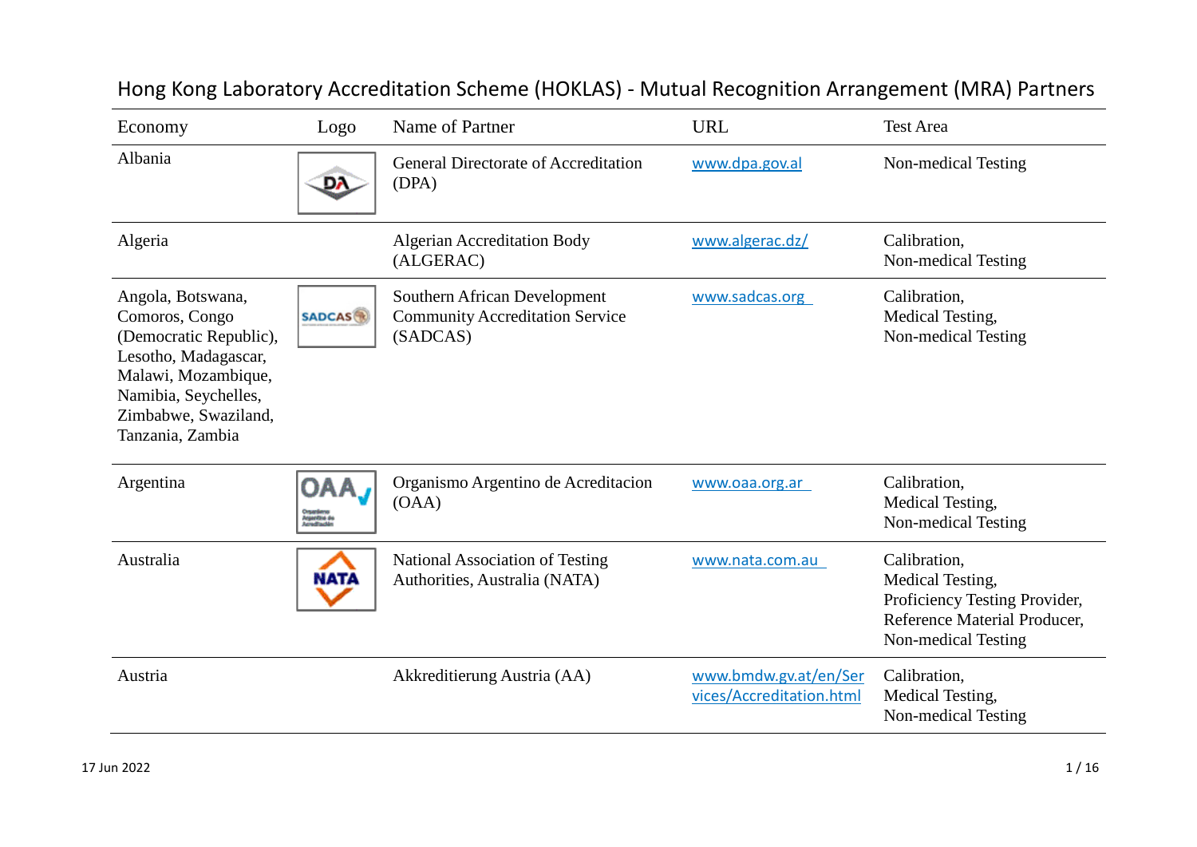# Hong Kong Laboratory Accreditation Scheme (HOKLAS) - Mutual Recognition Arrangement (MRA) Partners

| Economy | Logo | Name of Partner | URL | Test Area |
|---|---|---|---|---|
| Albania | | General Directorate of Accreditation (DPA) | www.dpa.gov.al | Non-medical Testing |
| Algeria | | Algerian Accreditation Body (ALGERAC) | www.algerac.dz/ | Calibration,<br>Non-medical Testing |
| Angola, Botswana, Comoros, Congo (Democratic Republic), Lesotho, Madagascar, Malawi, Mozambique, Namibia, Seychelles, Zimbabwe, Swaziland, Tanzania, Zambia | | Southern African Development Community Accreditation Service (SADCAS) | www.sadcas.org | Calibration,<br>Medical Testing,<br>Non-medical Testing |
| Argentina | | Organismo Argentino de Acreditacion (OAA) | www.oaa.org.ar | Calibration,<br>Medical Testing,<br>Non-medical Testing |
| Australia | | National Association of Testing Authorities, Australia (NATA) | www.nata.com.au | Calibration,<br>Medical Testing,<br>Proficiency Testing Provider,<br>Reference Material Producer,<br>Non-medical Testing |
| Austria | | Akkreditierung Austria (AA) | www.bmdw.gv.at/en/Services/Accreditation.html | Calibration,<br>Medical Testing,<br>Non-medical Testing |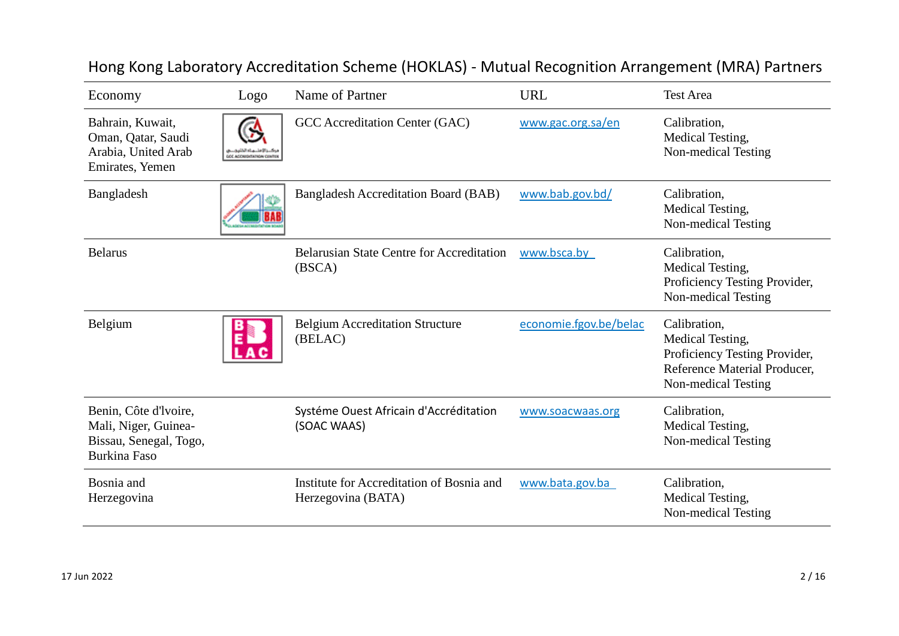# Hong Kong Laboratory Accreditation Scheme (HOKLAS) - Mutual Recognition Arrangement (MRA) Partners

| Economy | Logo | Name of Partner | URL | Test Area |
|---|---|---|---|---|
| Bahrain, Kuwait, Oman, Qatar, Saudi Arabia, United Arab Emirates, Yemen | | GCC Accreditation Center (GAC) | www.gac.org.sa/en | Calibration, Medical Testing, Non-medical Testing |
| Bangladesh | | Bangladesh Accreditation Board (BAB) | www.bab.gov.bd/ | Calibration, Medical Testing, Non-medical Testing |
| Belarus | | Belarusian State Centre for Accreditation (BSCA) | www.bsca.by | Calibration, Medical Testing, Proficiency Testing Provider, Non-medical Testing |
| Belgium | | Belgium Accreditation Structure (BELAC) | economie.fgov.be/belac | Calibration, Medical Testing, Proficiency Testing Provider, Reference Material Producer, Non-medical Testing |
| Benin, Côte d'lvoire, Mali, Niger, Guinea-Bissau, Senegal, Togo, Burkina Faso | | Systéme Ouest Africain d'Accréditation (SOAC WAAS) | www.soacwaas.org | Calibration, Medical Testing, Non-medical Testing |
| Bosnia and Herzegovina | | Institute for Accreditation of Bosnia and Herzegovina (BATA) | www.bata.gov.ba | Calibration, Medical Testing, Non-medical Testing |

17 Jun 2022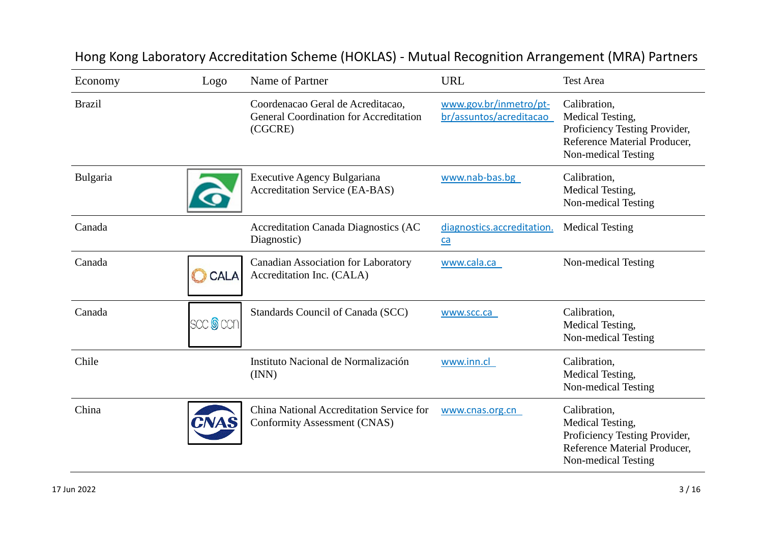# Hong Kong Laboratory Accreditation Scheme (HOKLAS) - Mutual Recognition Arrangement (MRA) Partners

| Economy | Logo | Name of Partner | URL | Test Area |
|---|---|---|---|---|
| Brazil | | Coordenacao Geral de Acreditacao, General Coordination for Accreditation (CGCRE) | www.gov.br/inmetro/pt-br/assuntos/acreditacao | Calibration, Medical Testing, Proficiency Testing Provider, Reference Material Producer, Non-medical Testing |
| Bulgaria | | Executive Agency Bulgariana Accreditation Service (EA-BAS) | www.nab-bas.bg | Calibration, Medical Testing, Non-medical Testing |
| Canada | | Accreditation Canada Diagnostics (AC Diagnostic) | diagnostics.accreditation.ca | Medical Testing |
| Canada | | Canadian Association for Laboratory Accreditation Inc. (CALA) | www.cala.ca | Non-medical Testing |
| Canada | | Standards Council of Canada (SCC) | www.scc.ca | Calibration, Medical Testing, Non-medical Testing |
| Chile | | Instituto Nacional de Normalización (INN) | www.inn.cl | Calibration, Medical Testing, Non-medical Testing |
| China | | China National Accreditation Service for Conformity Assessment (CNAS) | www.cnas.org.cn | Calibration, Medical Testing, Proficiency Testing Provider, Reference Material Producer, Non-medical Testing |

17 Jun 2022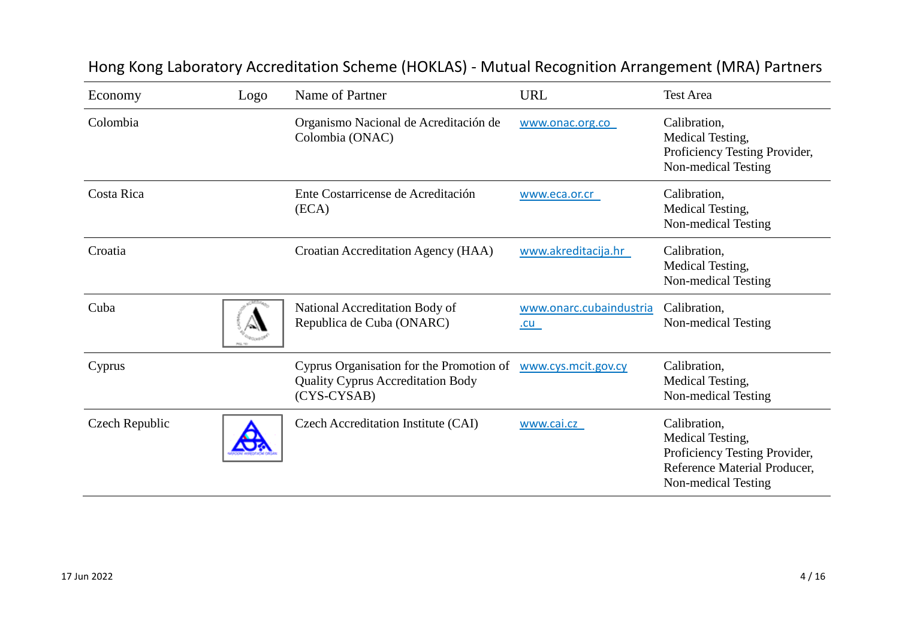# Hong Kong Laboratory Accreditation Scheme (HOKLAS) - Mutual Recognition Arrangement (MRA) Partners

| Economy | Logo | Name of Partner | URL | Test Area |
|---|---|---|---|---|
| Colombia | | Organismo Nacional de Acreditación de Colombia (ONAC) | www.onac.org.co | Calibration,<br>Medical Testing,<br>Proficiency Testing Provider,<br>Non-medical Testing |
| Costa Rica | | Ente Costarricense de Acreditación (ECA) | www.eca.or.cr | Calibration,<br>Medical Testing,<br>Non-medical Testing |
| Croatia | | Croatian Accreditation Agency (HAA) | www.akreditacija.hr | Calibration,<br>Medical Testing,<br>Non-medical Testing |
| Cuba | | National Accreditation Body of Republica de Cuba (ONARC) | www.onarc.cubaindustria.cu | Calibration,<br>Non-medical Testing |
| Cyprus | | Cyprus Organisation for the Promotion of Quality Cyprus Accreditation Body (CYS-CYSAB) | www.cys.mcit.gov.cy | Calibration,<br>Medical Testing,<br>Non-medical Testing |
| Czech Republic | | Czech Accreditation Institute (CAI) | www.cai.cz | Calibration,<br>Medical Testing,<br>Proficiency Testing Provider,<br>Reference Material Producer,<br>Non-medical Testing |

17 Jun 2022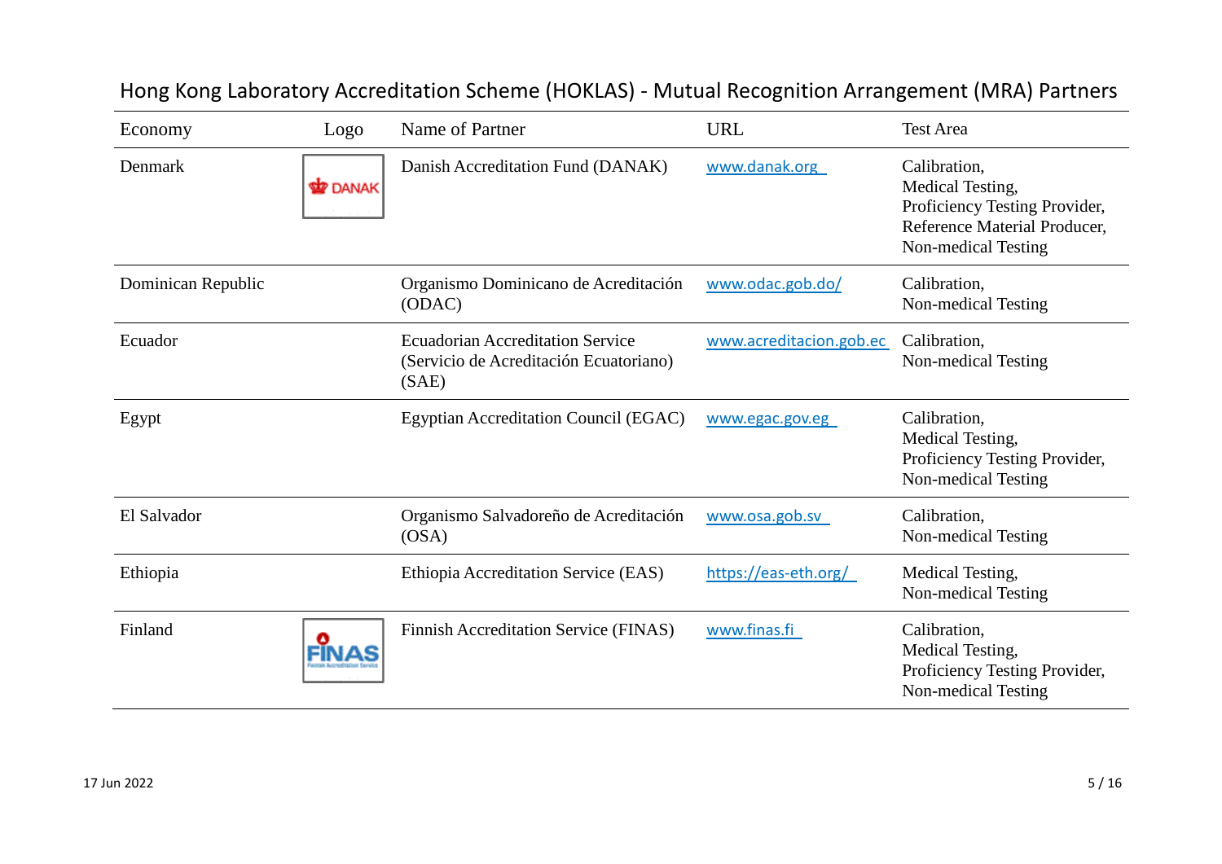## Hong Kong Laboratory Accreditation Scheme (HOKLAS) - Mutual Recognition Arrangement (MRA) Partners

| Economy | Logo | Name of Partner | URL | Test Area |
|---|---|---|---|---|
| Denmark | DANAK | Danish Accreditation Fund (DANAK) | www.danak.org | Calibration, Medical Testing, Proficiency Testing Provider, Reference Material Producer, Non-medical Testing |
| Dominican Republic | | Organismo Dominicano de Acreditación (ODAC) | www.odac.gob.do/ | Calibration, Non-medical Testing |
| Ecuador | | Ecuadorian Accreditation Service (Servicio de Acreditación Ecuatoriano) (SAE) | www.acreditacion.gob.ec | Calibration, Non-medical Testing |
| Egypt | | Egyptian Accreditation Council (EGAC) | www.egac.gov.eg | Calibration, Medical Testing, Proficiency Testing Provider, Non-medical Testing |
| El Salvador | | Organismo Salvadoreño de Acreditación (OSA) | www.osa.gob.sv | Calibration, Non-medical Testing |
| Ethiopia | | Ethiopia Accreditation Service (EAS) | https://eas-eth.org/ | Medical Testing, Non-medical Testing |
| Finland | FINAS | Finnish Accreditation Service (FINAS) | www.finas.fi | Calibration, Medical Testing, Proficiency Testing Provider, Non-medical Testing |

17 Jun 2022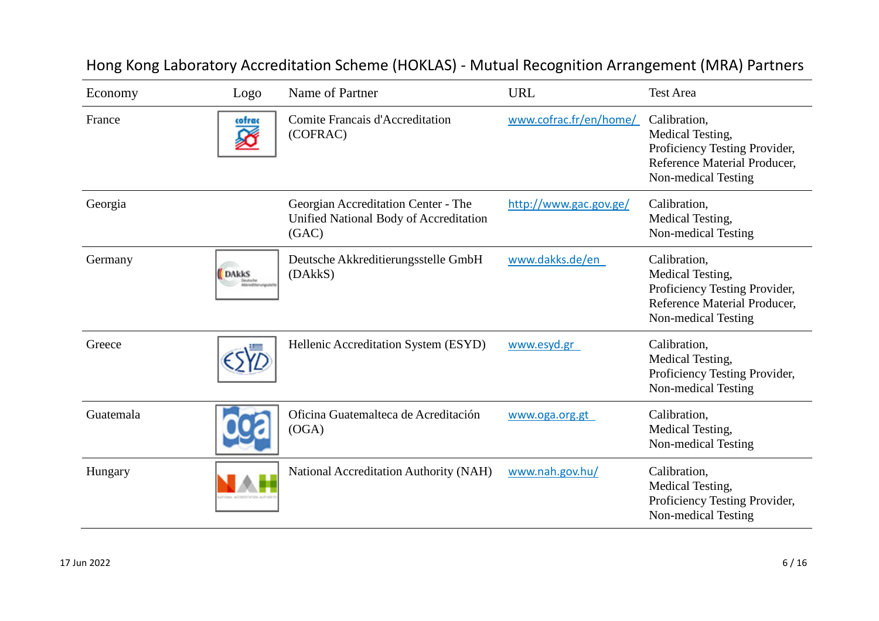# Hong Kong Laboratory Accreditation Scheme (HOKLAS) - Mutual Recognition Arrangement (MRA) Partners

| Economy | Logo | Name of Partner | URL | Test Area |
|---|---|---|---|---|
| France | | Comite Francais d'Accreditation (COFRAC) | www.cofrac.fr/en/home/ | Calibration, Medical Testing, Proficiency Testing Provider, Reference Material Producer, Non-medical Testing |
| Georgia | | Georgian Accreditation Center - The Unified National Body of Accreditation (GAC) | http://www.gac.gov.ge/ | Calibration, Medical Testing, Non-medical Testing |
| Germany | | Deutsche Akkreditierungsstelle GmbH (DAkkS) | www.dakks.de/en | Calibration, Medical Testing, Proficiency Testing Provider, Reference Material Producer, Non-medical Testing |
| Greece | | Hellenic Accreditation System (ESYD) | www.esyd.gr | Calibration, Medical Testing, Proficiency Testing Provider, Non-medical Testing |
| Guatemala | | Oficina Guatemalteca de Acreditación (OGA) | www.oga.org.gt | Calibration, Medical Testing, Non-medical Testing |
| Hungary | | National Accreditation Authority (NAH) | www.nah.gov.hu/ | Calibration, Medical Testing, Proficiency Testing Provider, Non-medical Testing |

17 Jun 2022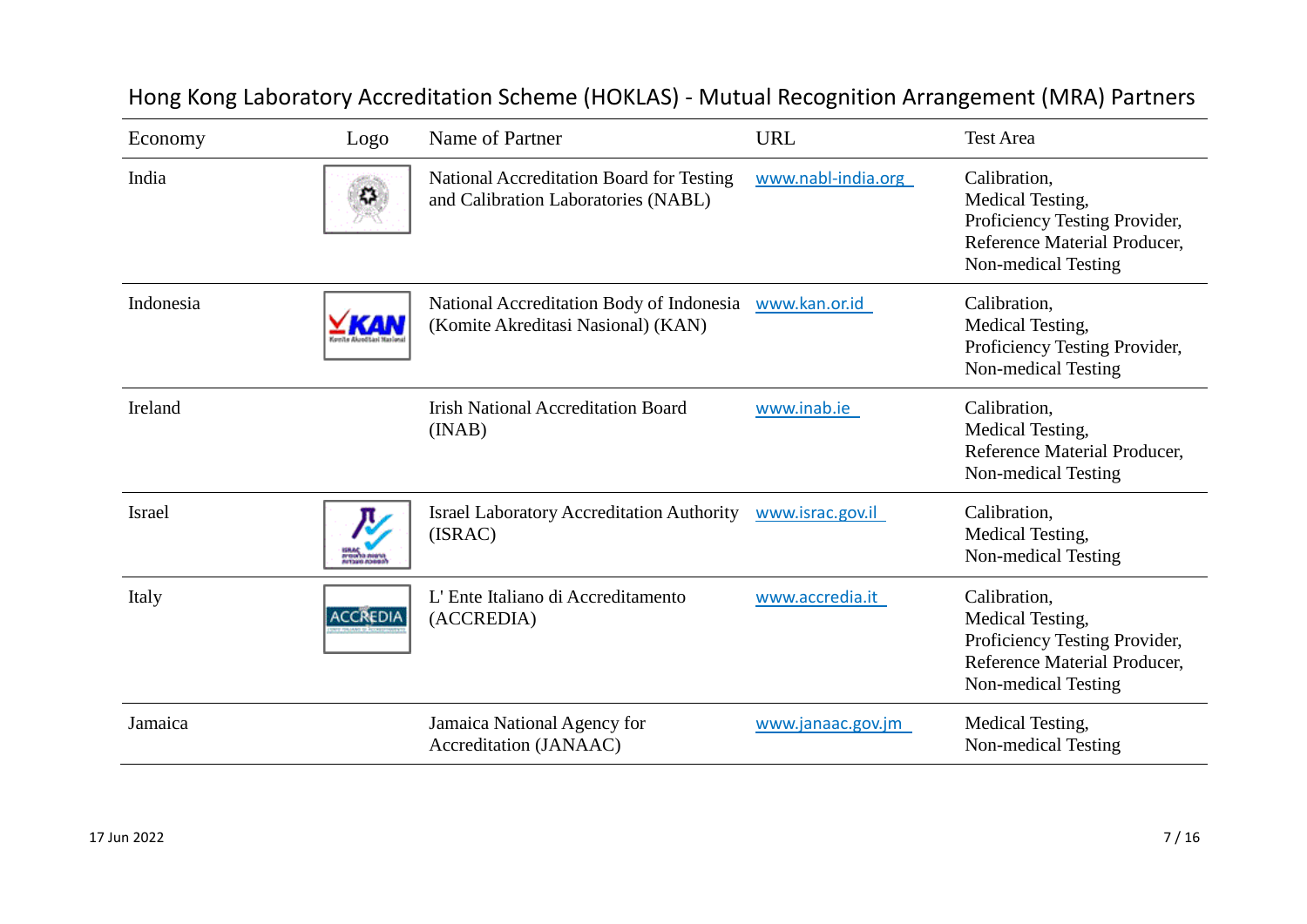# Hong Kong Laboratory Accreditation Scheme (HOKLAS) - Mutual Recognition Arrangement (MRA) Partners

| Economy | Logo | Name of Partner | URL | Test Area |
|---|---|---|---|---|
| India | | National Accreditation Board for Testing and Calibration Laboratories (NABL) | www.nabl-india.org | Calibration, Medical Testing, Proficiency Testing Provider, Reference Material Producer, Non-medical Testing |
| Indonesia | | National Accreditation Body of Indonesia (Komite Akreditasi Nasional) (KAN) | www.kan.or.id | Calibration, Medical Testing, Proficiency Testing Provider, Non-medical Testing |
| Ireland | | Irish National Accreditation Board (INAB) | www.inab.ie | Calibration, Medical Testing, Reference Material Producer, Non-medical Testing |
| Israel | | Israel Laboratory Accreditation Authority (ISRAC) | www.israc.gov.il | Calibration, Medical Testing, Non-medical Testing |
| Italy | | L' Ente Italiano di Accreditamento (ACCREDIA) | www.accredia.it | Calibration, Medical Testing, Proficiency Testing Provider, Reference Material Producer, Non-medical Testing |
| Jamaica | | Jamaica National Agency for Accreditation (JANAAC) | www.janaac.gov.jm | Medical Testing, Non-medical Testing |

17 Jun 2022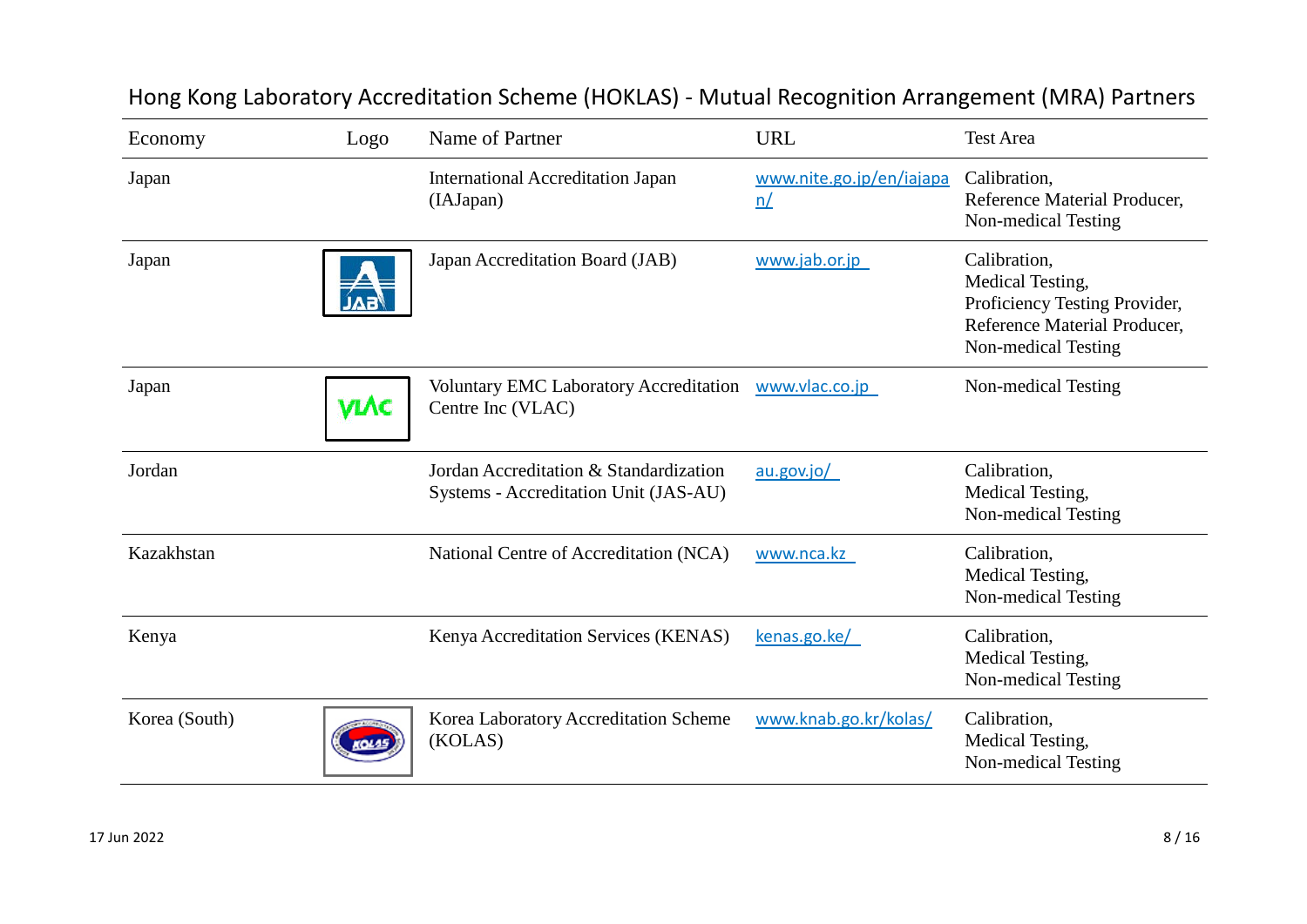# Hong Kong Laboratory Accreditation Scheme (HOKLAS) - Mutual Recognition Arrangement (MRA) Partners

| Economy | Logo | Name of Partner | URL | Test Area |
|---|---|---|---|---|
| Japan | | International Accreditation Japan (IAJapan) | www.nite.go.jp/en/iajapan/ | Calibration,<br>Reference Material Producer,<br>Non-medical Testing |
| Japan | | Japan Accreditation Board (JAB) | www.jab.or.jp | Calibration,<br>Medical Testing,<br>Proficiency Testing Provider,<br>Reference Material Producer,<br>Non-medical Testing |
| Japan | | Voluntary EMC Laboratory Accreditation Centre Inc (VLAC) | www.vlac.co.jp | Non-medical Testing |
| Jordan | | Jordan Accreditation & Standardization Systems - Accreditation Unit (JAS-AU) | au.gov.jo/ | Calibration,<br>Medical Testing,<br>Non-medical Testing |
| Kazakhstan | | National Centre of Accreditation (NCA) | www.nca.kz | Calibration,<br>Medical Testing,<br>Non-medical Testing |
| Kenya | | Kenya Accreditation Services (KENAS) | kenas.go.ke/ | Calibration,<br>Medical Testing,<br>Non-medical Testing |
| Korea (South) | | Korea Laboratory Accreditation Scheme (KOLAS) | www.knab.go.kr/kolas/ | Calibration,<br>Medical Testing,<br>Non-medical Testing |

17 Jun 2022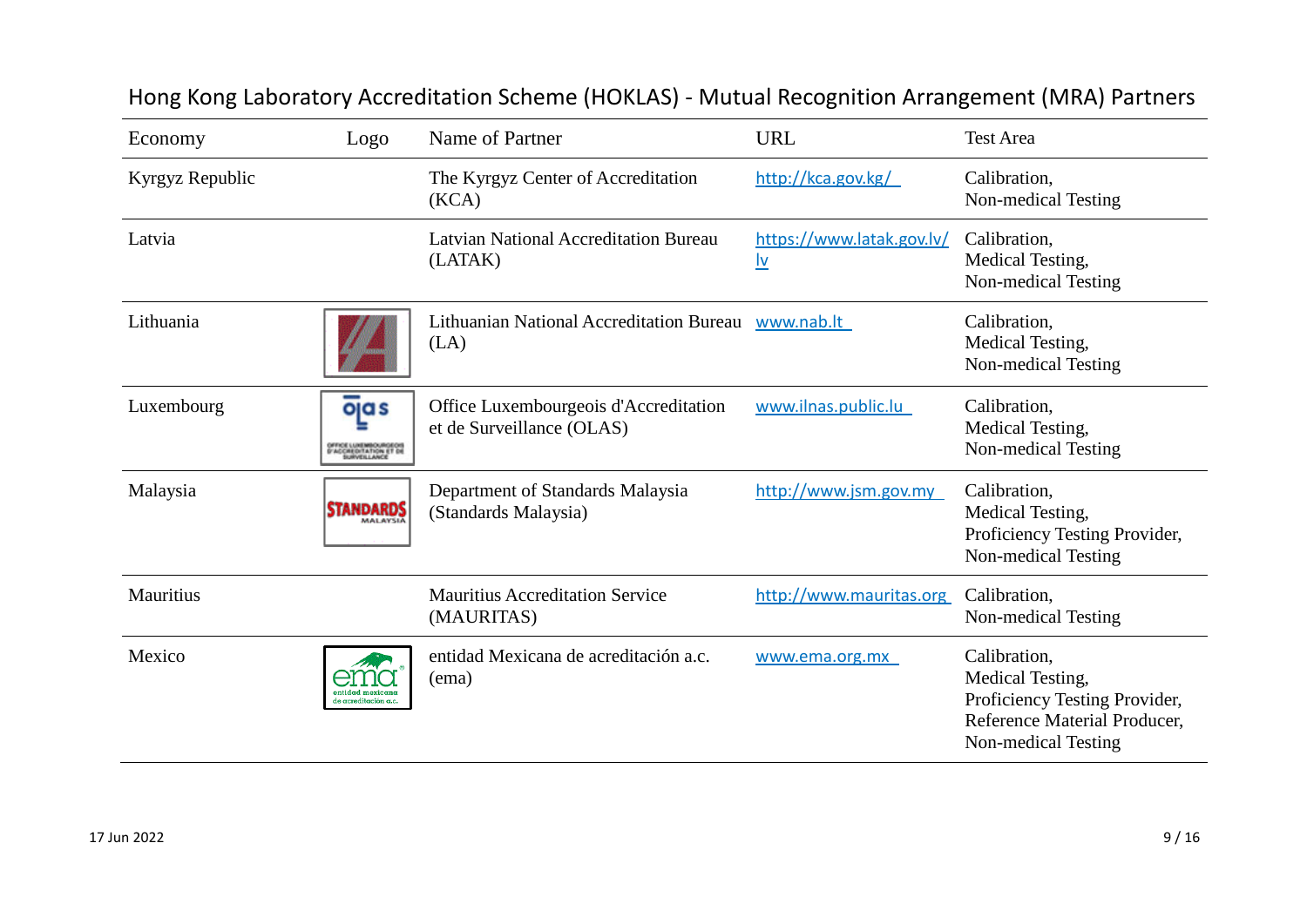# Hong Kong Laboratory Accreditation Scheme (HOKLAS) - Mutual Recognition Arrangement (MRA) Partners

| Economy | Logo | Name of Partner | URL | Test Area |
|---|---|---|---|---|
| Kyrgyz Republic | | The Kyrgyz Center of Accreditation (KCA) | http://kca.gov.kg/ | Calibration, Non-medical Testing |
| Latvia | | Latvian National Accreditation Bureau (LATAK) | https://www.latak.gov.lv/lv | Calibration, Medical Testing, Non-medical Testing |
| Lithuania | | Lithuanian National Accreditation Bureau (LA) | www.nab.lt | Calibration, Medical Testing, Non-medical Testing |
| Luxembourg | | Office Luxembourgeois d'Accreditation et de Surveillance (OLAS) | www.ilnas.public.lu | Calibration, Medical Testing, Non-medical Testing |
| Malaysia | | Department of Standards Malaysia (Standards Malaysia) | http://www.jsm.gov.my | Calibration, Medical Testing, Proficiency Testing Provider, Non-medical Testing |
| Mauritius | | Mauritius Accreditation Service (MAURITAS) | http://www.mauritas.org | Calibration, Non-medical Testing |
| Mexico | | entidad Mexicana de acreditación a.c. (ema) | www.ema.org.mx | Calibration, Medical Testing, Proficiency Testing Provider, Reference Material Producer, Non-medical Testing |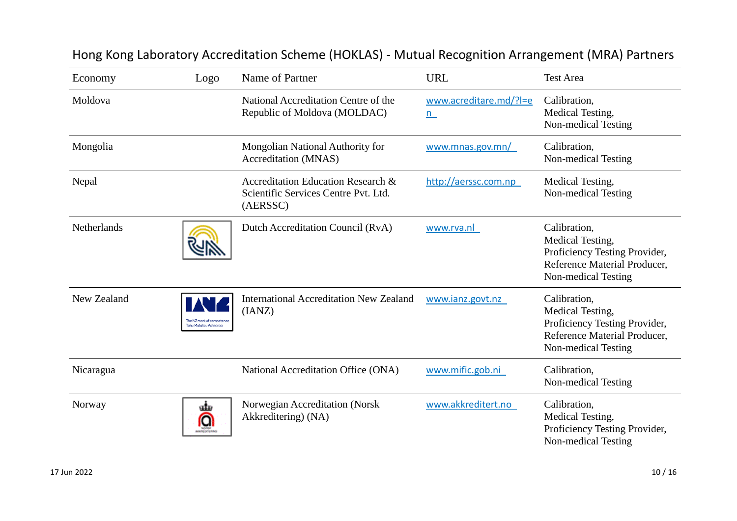# Hong Kong Laboratory Accreditation Scheme (HOKLAS) - Mutual Recognition Arrangement (MRA) Partners

| Economy | Logo | Name of Partner | URL | Test Area |
|---|---|---|---|---|
| Moldova | | National Accreditation Centre of the Republic of Moldova (MOLDAC) | www.acreditare.md/?l=en | Calibration, Medical Testing, Non-medical Testing |
| Mongolia | | Mongolian National Authority for Accreditation (MNAS) | www.mnas.gov.mn/ | Calibration, Non-medical Testing |
| Nepal | | Accreditation Education Research & Scientific Services Centre Pvt. Ltd. (AERSSC) | http://aerssc.com.np | Medical Testing, Non-medical Testing |
| Netherlands | | Dutch Accreditation Council (RvA) | www.rva.nl | Calibration, Medical Testing, Proficiency Testing Provider, Reference Material Producer, Non-medical Testing |
| New Zealand | | International Accreditation New Zealand (IANZ) | www.ianz.govt.nz | Calibration, Medical Testing, Proficiency Testing Provider, Reference Material Producer, Non-medical Testing |
| Nicaragua | | National Accreditation Office (ONA) | www.mific.gob.ni | Calibration, Non-medical Testing |
| Norway | | Norwegian Accreditation (Norsk Akkreditering) (NA) | www.akkreditert.no | Calibration, Medical Testing, Proficiency Testing Provider, Non-medical Testing |

17 Jun 2022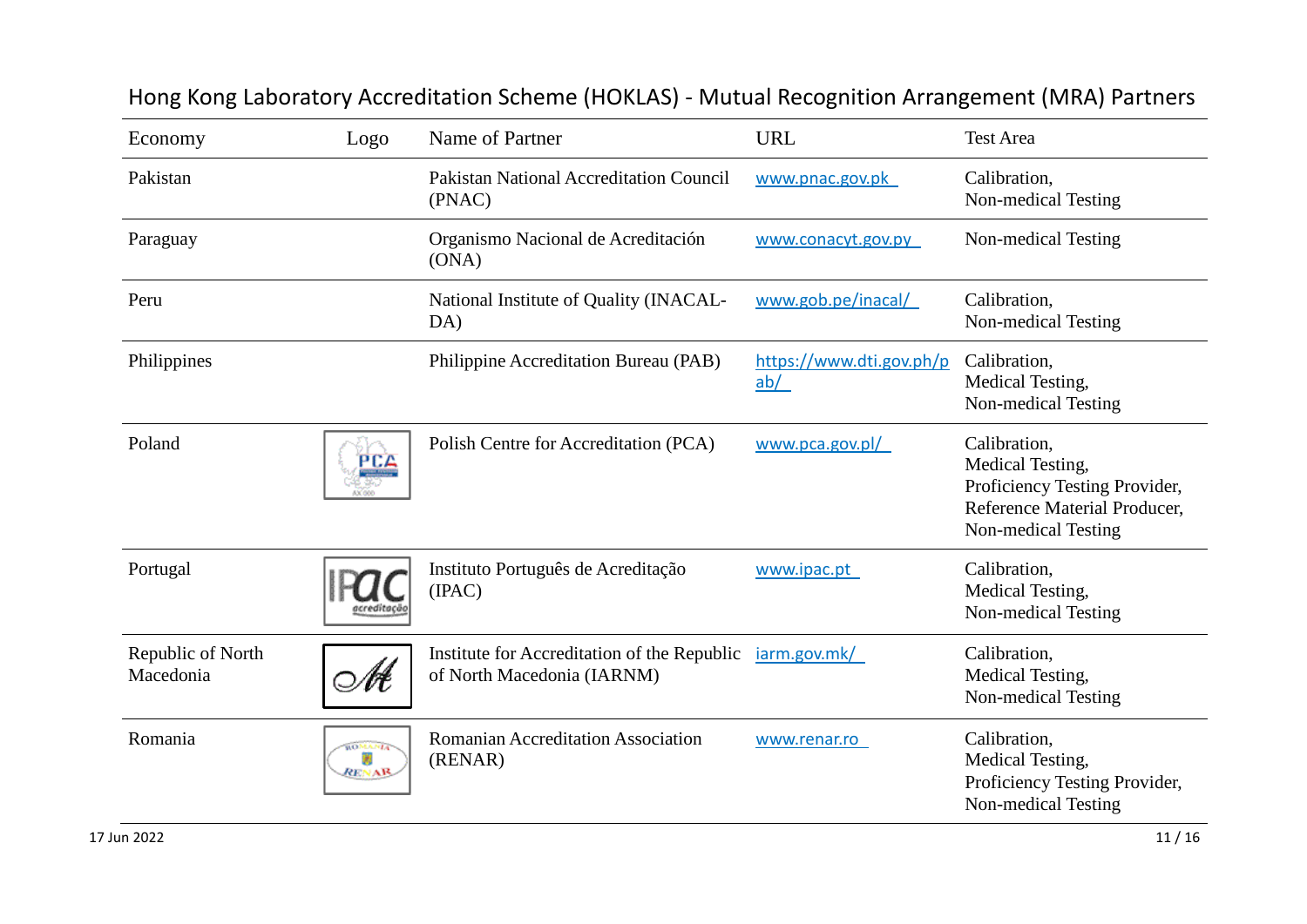# Hong Kong Laboratory Accreditation Scheme (HOKLAS) - Mutual Recognition Arrangement (MRA) Partners

| Economy | Logo | Name of Partner | URL | Test Area |
|---|---|---|---|---|
| Pakistan | | Pakistan National Accreditation Council (PNAC) | www.pnac.gov.pk | Calibration, Non-medical Testing |
| Paraguay | | Organismo Nacional de Acreditación (ONA) | www.conacyt.gov.py | Non-medical Testing |
| Peru | | National Institute of Quality (INACAL-DA) | www.gob.pe/inacal/ | Calibration, Non-medical Testing |
| Philippines | | Philippine Accreditation Bureau (PAB) | https://www.dti.gov.ph/pab/ | Calibration, Medical Testing, Non-medical Testing |
| Poland | | Polish Centre for Accreditation (PCA) | www.pca.gov.pl/ | Calibration, Medical Testing, Proficiency Testing Provider, Reference Material Producer, Non-medical Testing |
| Portugal | | Instituto Português de Acreditação (IPAC) | www.ipac.pt | Calibration, Medical Testing, Non-medical Testing |
| Republic of North Macedonia | | Institute for Accreditation of the Republic of North Macedonia (IARNM) | iarm.gov.mk/ | Calibration, Medical Testing, Non-medical Testing |
| Romania | | Romanian Accreditation Association (RENAR) | www.renar.ro | Calibration, Medical Testing, Proficiency Testing Provider, Non-medical Testing |

17 Jun 2022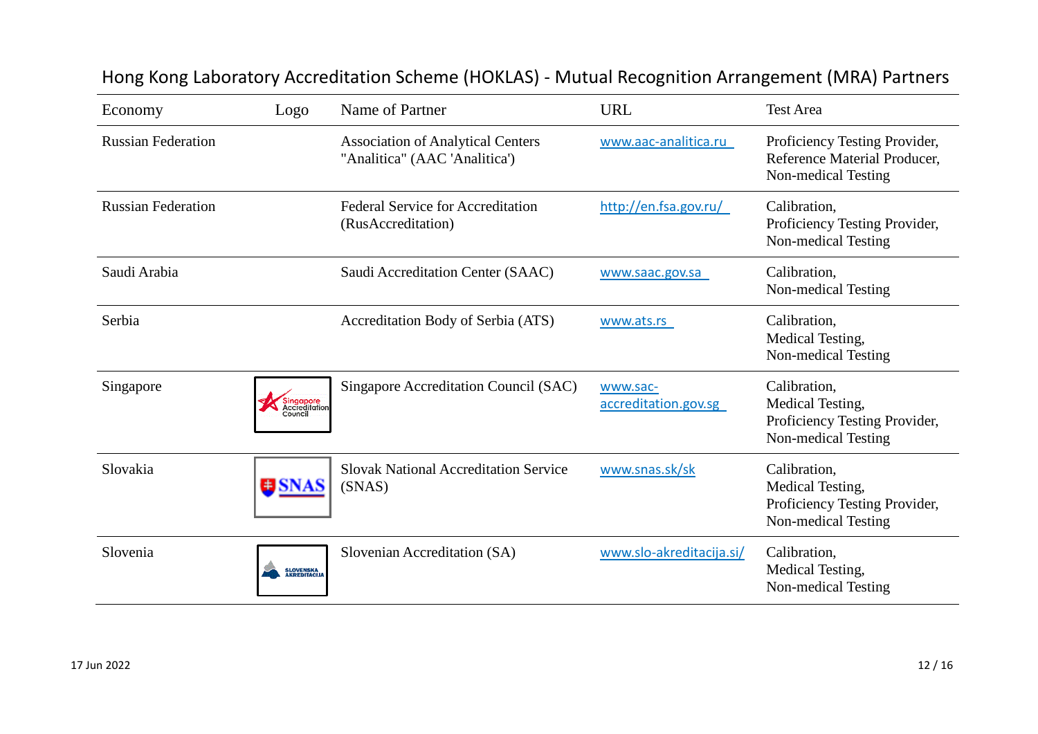# Hong Kong Laboratory Accreditation Scheme (HOKLAS) - Mutual Recognition Arrangement (MRA) Partners

| Economy | Logo | Name of Partner | URL | Test Area |
|---|---|---|---|---|
| Russian Federation | | Association of Analytical Centers "Analitica" (AAC 'Analitica') | www.aac-analitica.ru | Proficiency Testing Provider, Reference Material Producer, Non-medical Testing |
| Russian Federation | | Federal Service for Accreditation (RusAccreditation) | http://en.fsa.gov.ru/ | Calibration, Proficiency Testing Provider, Non-medical Testing |
| Saudi Arabia | | Saudi Accreditation Center (SAAC) | www.saac.gov.sa | Calibration, Non-medical Testing |
| Serbia | | Accreditation Body of Serbia (ATS) | www.ats.rs | Calibration, Medical Testing, Non-medical Testing |
| Singapore | | Singapore Accreditation Council (SAC) | www.sac-accreditation.gov.sg | Calibration, Medical Testing, Proficiency Testing Provider, Non-medical Testing |
| Slovakia | | Slovak National Accreditation Service (SNAS) | www.snas.sk/sk | Calibration, Medical Testing, Proficiency Testing Provider, Non-medical Testing |
| Slovenia | | Slovenian Accreditation (SA) | www.slo-akreditacija.si/ | Calibration, Medical Testing, Non-medical Testing |

17 Jun 2022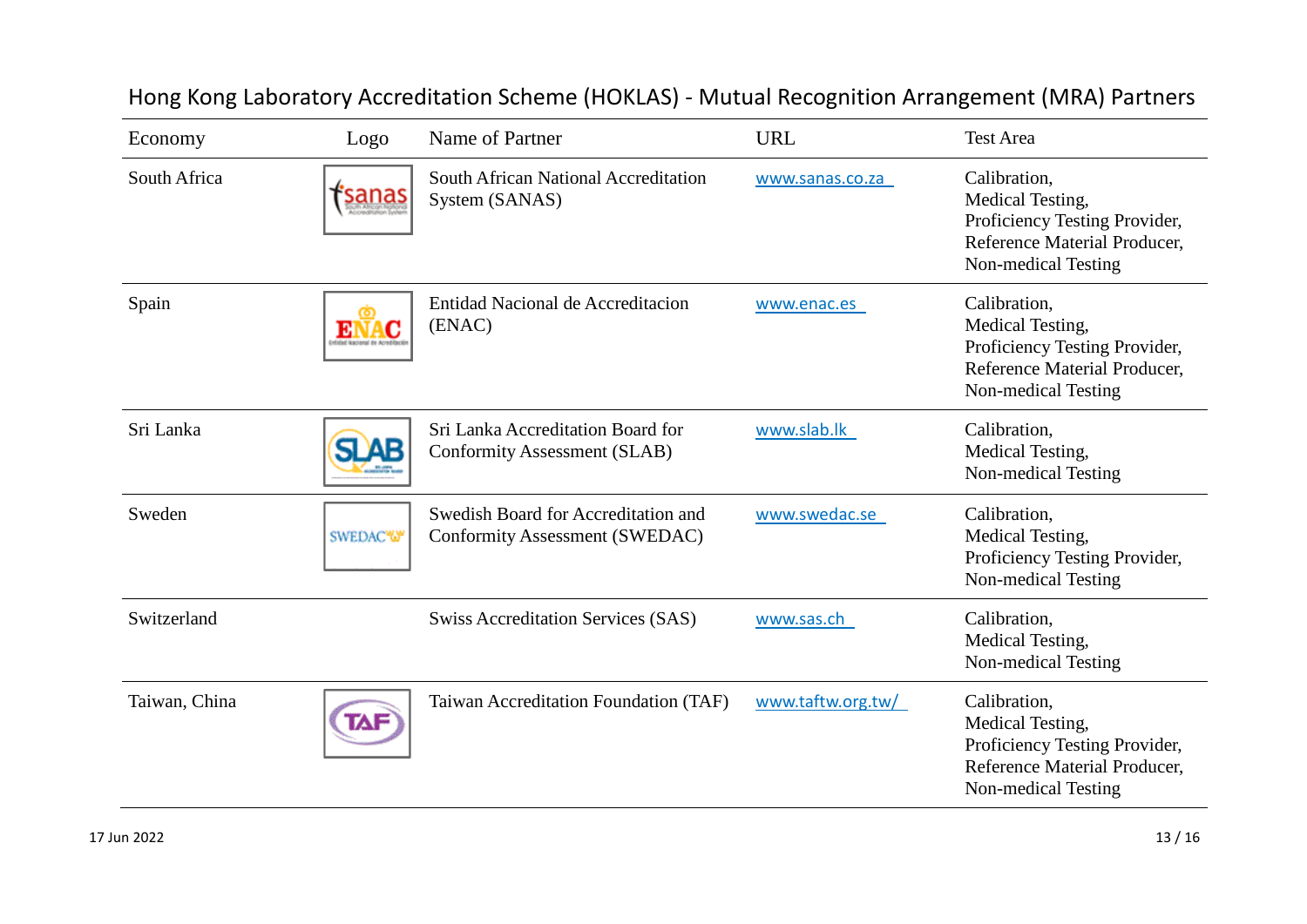## Hong Kong Laboratory Accreditation Scheme (HOKLAS) - Mutual Recognition Arrangement (MRA) Partners

| Economy | Logo | Name of Partner | URL | Test Area |
|---|---|---|---|---|
| South Africa | sanas | South African National Accreditation System (SANAS) | www.sanas.co.za | Calibration, Medical Testing, Proficiency Testing Provider, Reference Material Producer, Non-medical Testing |
| Spain | ENAC | Entidad Nacional de Accreditacion (ENAC) | www.enac.es | Calibration, Medical Testing, Proficiency Testing Provider, Reference Material Producer, Non-medical Testing |
| Sri Lanka | SLAB | Sri Lanka Accreditation Board for Conformity Assessment (SLAB) | www.slab.lk | Calibration, Medical Testing, Non-medical Testing |
| Sweden | SWEDAC | Swedish Board for Accreditation and Conformity Assessment (SWEDAC) | www.swedac.se | Calibration, Medical Testing, Proficiency Testing Provider, Non-medical Testing |
| Switzerland | | Swiss Accreditation Services (SAS) | www.sas.ch | Calibration, Medical Testing, Non-medical Testing |
| Taiwan, China | TAF | Taiwan Accreditation Foundation (TAF) | www.taftw.org.tw/ | Calibration, Medical Testing, Proficiency Testing Provider, Reference Material Producer, Non-medical Testing |

17 Jun 2022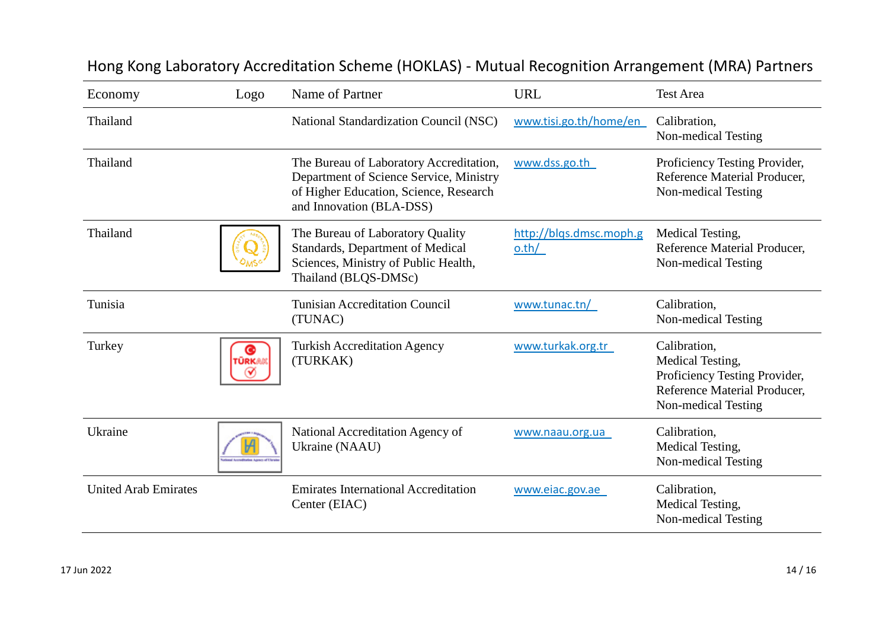# Hong Kong Laboratory Accreditation Scheme (HOKLAS) - Mutual Recognition Arrangement (MRA) Partners

| Economy | Logo | Name of Partner | URL | Test Area |
|---|---|---|---|---|
| Thailand | | National Standardization Council (NSC) | www.tisi.go.th/home/en | Calibration, Non-medical Testing |
| Thailand | | The Bureau of Laboratory Accreditation, Department of Science Service, Ministry of Higher Education, Science, Research and Innovation (BLA-DSS) | www.dss.go.th | Proficiency Testing Provider, Reference Material Producer, Non-medical Testing |
| Thailand | | The Bureau of Laboratory Quality Standards, Department of Medical Sciences, Ministry of Public Health, Thailand (BLQS-DMSc) | http://blqs.dmsc.moph.go.th/ | Medical Testing, Reference Material Producer, Non-medical Testing |
| Tunisia | | Tunisian Accreditation Council (TUNAC) | www.tunac.tn/ | Calibration, Non-medical Testing |
| Turkey | | Turkish Accreditation Agency (TURKAK) | www.turkak.org.tr | Calibration, Medical Testing, Proficiency Testing Provider, Reference Material Producer, Non-medical Testing |
| Ukraine | | National Accreditation Agency of Ukraine (NAAU) | www.naau.org.ua | Calibration, Medical Testing, Non-medical Testing |
| United Arab Emirates | | Emirates International Accreditation Center (EIAC) | www.eiac.gov.ae | Calibration, Medical Testing, Non-medical Testing |

17 Jun 2022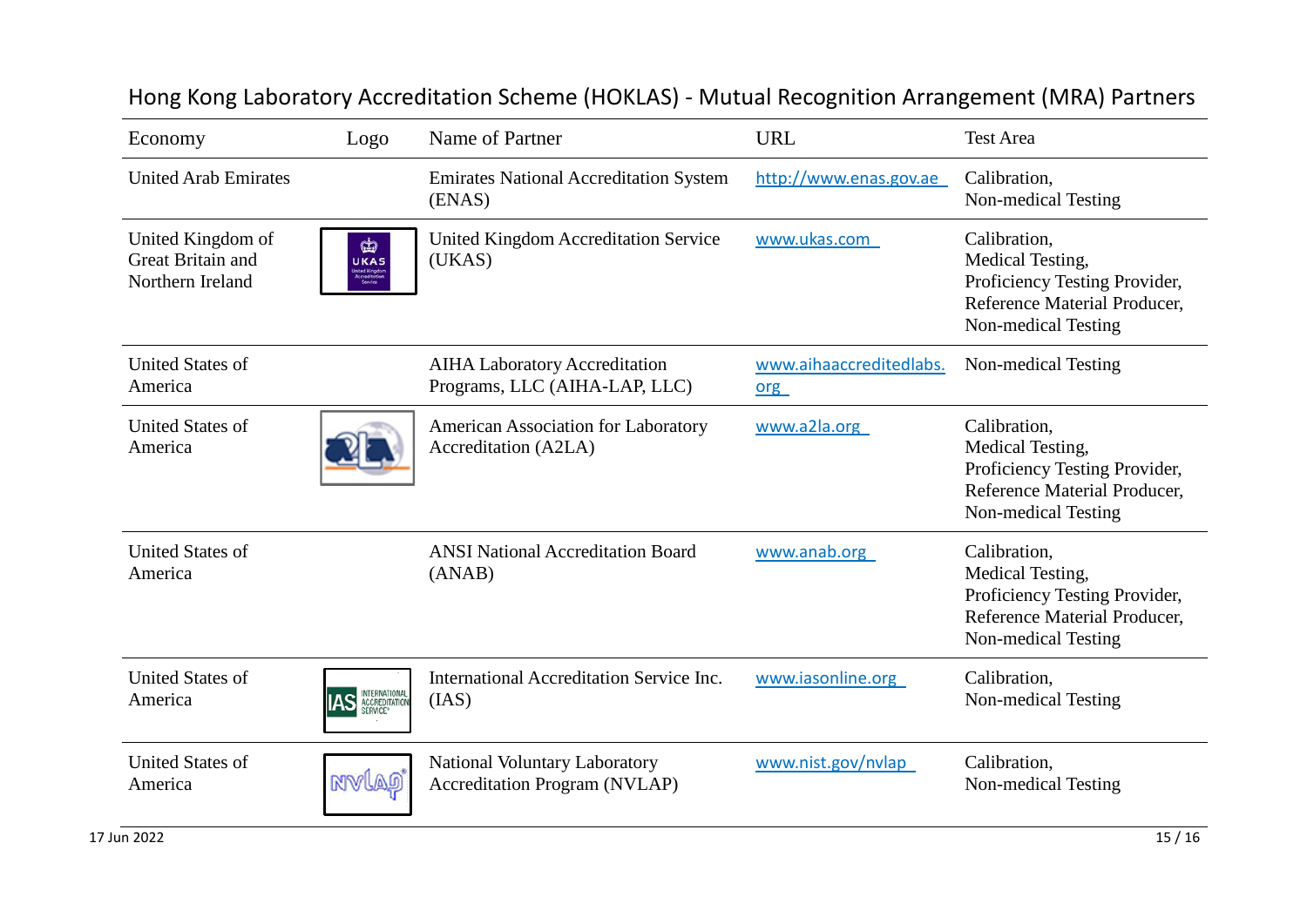## Hong Kong Laboratory Accreditation Scheme (HOKLAS) - Mutual Recognition Arrangement (MRA) Partners

| Economy | Logo | Name of Partner | URL | Test Area |
|---|---|---|---|---|
| United Arab Emirates | | Emirates National Accreditation System (ENAS) | http://www.enas.gov.ae | Calibration,<br>Non-medical Testing |
| United Kingdom of Great Britain and Northern Ireland | | United Kingdom Accreditation Service (UKAS) | www.ukas.com | Calibration,<br>Medical Testing,<br>Proficiency Testing Provider,<br>Reference Material Producer,<br>Non-medical Testing |
| United States of America | | AIHA Laboratory Accreditation Programs, LLC (AIHA-LAP, LLC) | www.aihaaccreditedlabs.org | Non-medical Testing |
| United States of America | | American Association for Laboratory Accreditation (A2LA) | www.a2la.org | Calibration,<br>Medical Testing,<br>Proficiency Testing Provider,<br>Reference Material Producer,<br>Non-medical Testing |
| United States of America | | ANSI National Accreditation Board (ANAB) | www.anab.org | Calibration,<br>Medical Testing,<br>Proficiency Testing Provider,<br>Reference Material Producer,<br>Non-medical Testing |
| United States of America | | International Accreditation Service Inc. (IAS) | www.iasonline.org | Calibration,<br>Non-medical Testing |
| United States of America | | National Voluntary Laboratory Accreditation Program (NVLAP) | www.nist.gov/nvlap | Calibration,<br>Non-medical Testing |

17 Jun 2022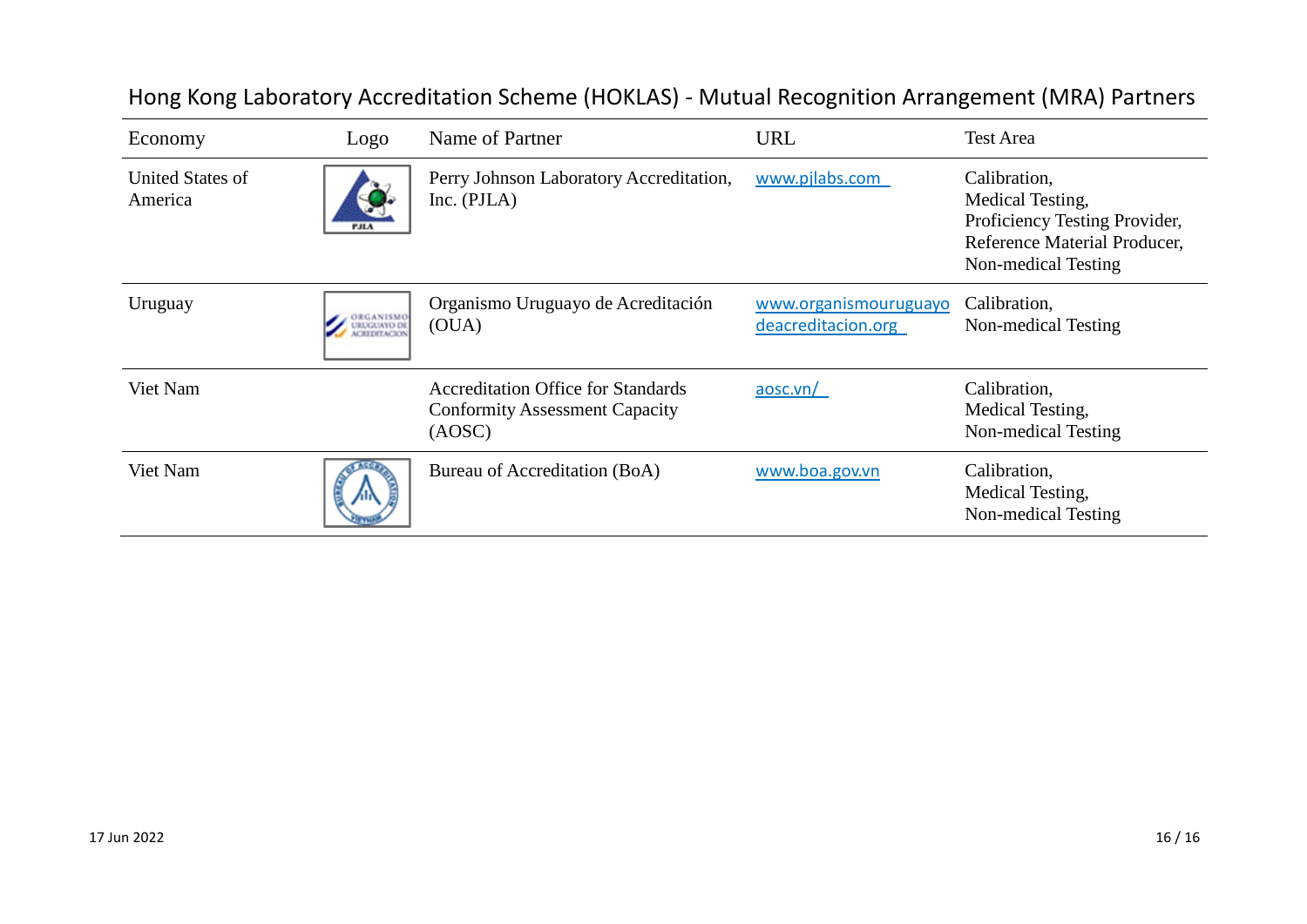# Hong Kong Laboratory Accreditation Scheme (HOKLAS) - Mutual Recognition Arrangement (MRA) Partners

| Economy | Logo | Name of Partner | URL | Test Area |
|---|---|---|---|---|
| United States of America | | Perry Johnson Laboratory Accreditation, Inc. (PJLA) | www.pjlabs.com | Calibration, Medical Testing, Proficiency Testing Provider, Reference Material Producer, Non-medical Testing |
| Uruguay | | Organismo Uruguayo de Acreditación (OUA) | www.organismouruguayodeacreditacion.org | Calibration, Non-medical Testing |
| Viet Nam | | Accreditation Office for Standards Conformity Assessment Capacity (AOSC) | aosc.vn/ | Calibration, Medical Testing, Non-medical Testing |
| Viet Nam | | Bureau of Accreditation (BoA) | www.boa.gov.vn | Calibration, Medical Testing, Non-medical Testing |

17 Jun 2022